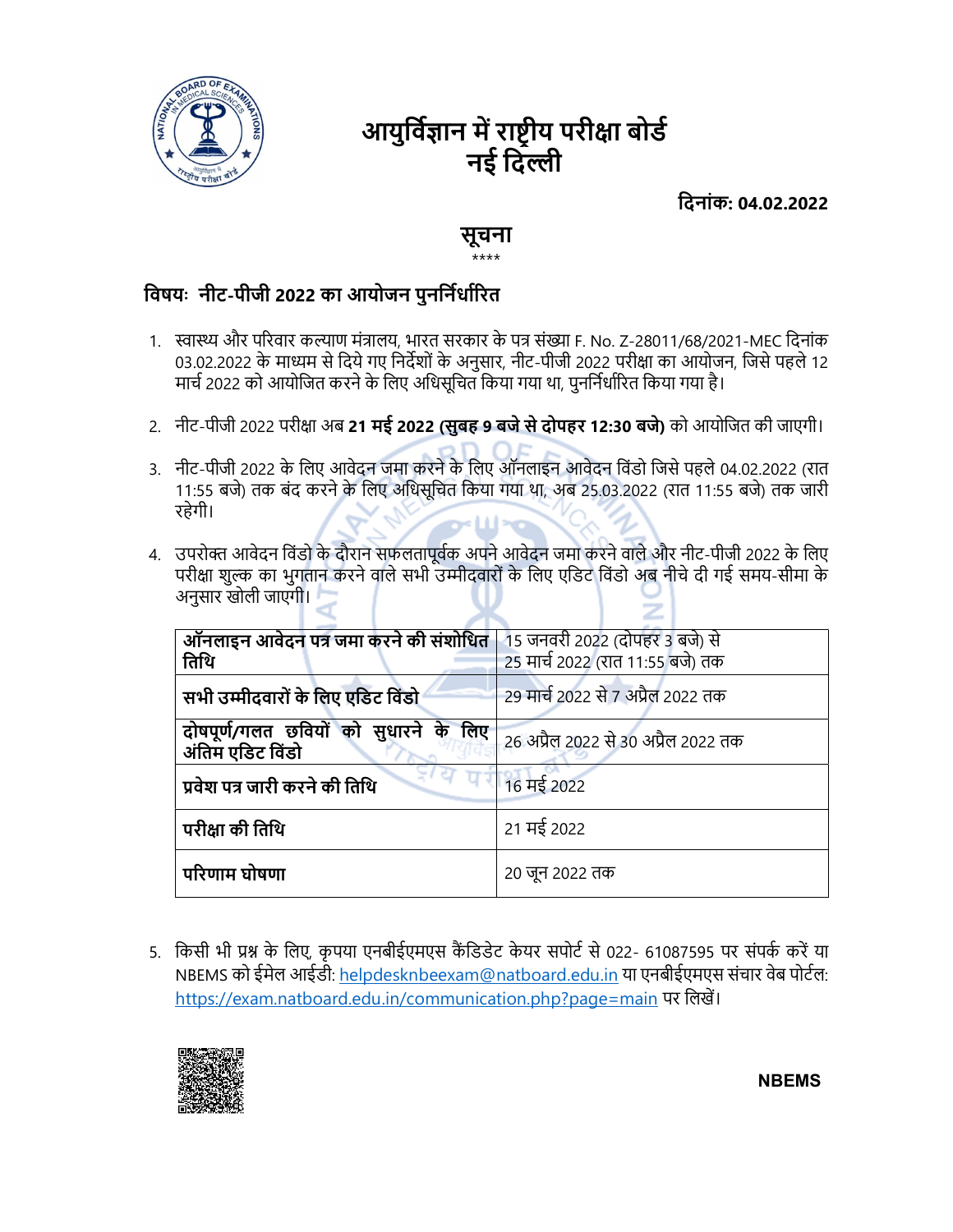# आयुर्विज्ञान में राष्ट्रीय परीक्षा बोर्ड
# नई दिल्ली

**दिनांक: 04.02.2022**

## सूचना

\*\*\*\*

### विषयः नीट-पीजी 2022 का आयोजन पुनर्निर्धारित

1. स्वास्थ्य और परिवार कल्याण मंत्रालय, भारत सरकार के पत्र संख्या F. No. Z-28011/68/2021-MEC दिनांक 03.02.2022 के माध्यम से दिये गए निर्देशों के अनुसार, नीट-पीजी 2022 परीक्षा का आयोजन, जिसे पहले 12 मार्च 2022 को आयोजित करने के लिए अधिसूचित किया गया था, पुनर्निर्धारित किया गया है।

2. नीट-पीजी 2022 परीक्षा अब **21 मई 2022 (सुबह 9 बजे से दोपहर 12:30 बजे)** को आयोजित की जाएगी।

3. नीट-पीजी 2022 के लिए आवेदन जमा करने के लिए ऑनलाइन आवेदन विंडो जिसे पहले 04.02.2022 (रात 11:55 बजे) तक बंद करने के लिए अधिसूचित किया गया था, अब 25.03.2022 (रात 11:55 बजे) तक जारी रहेगी।

4. उपरोक्त आवेदन विंडो के दौरान सफलतापूर्वक अपने आवेदन जमा करने वाले और नीट-पीजी 2022 के लिए परीक्षा शुल्क का भुगतान करने वाले सभी उम्मीदवारों के लिए एडिट विंडो अब नीचे दी गई समय-सीमा के अनुसार खोली जाएगी।

| | |
|---|---|
| **ऑनलाइन आवेदन पत्र जमा करने की संशोधित तिथि** | 15 जनवरी 2022 (दोपहर 3 बजे) से 25 मार्च 2022 (रात 11:55 बजे) तक |
| **सभी उम्मीदवारों के लिए एडिट विंडो** | 29 मार्च 2022 से 7 अप्रैल 2022 तक |
| **दोषपूर्ण/गलत छवियों को सुधारने के लिए अंतिम एडिट विंडो** | 26 अप्रैल 2022 से 30 अप्रैल 2022 तक |
| **प्रवेश पत्र जारी करने की तिथि** | 16 मई 2022 |
| **परीक्षा की तिथि** | 21 मई 2022 |
| **परिणाम घोषणा** | 20 जून 2022 तक |

5. किसी भी प्रश्न के लिए, कृपया एनबीईएमएस कैंडिडेट केयर सपोर्ट से 022- 61087595 पर संपर्क करें या NBEMS को ईमेल आईडी: helpdesknbeexam@natboard.edu.in या एनबीईएमएस संचार वेब पोर्टल: https://exam.natboard.edu.in/communication.php?page=main पर लिखें।

**NBEMS**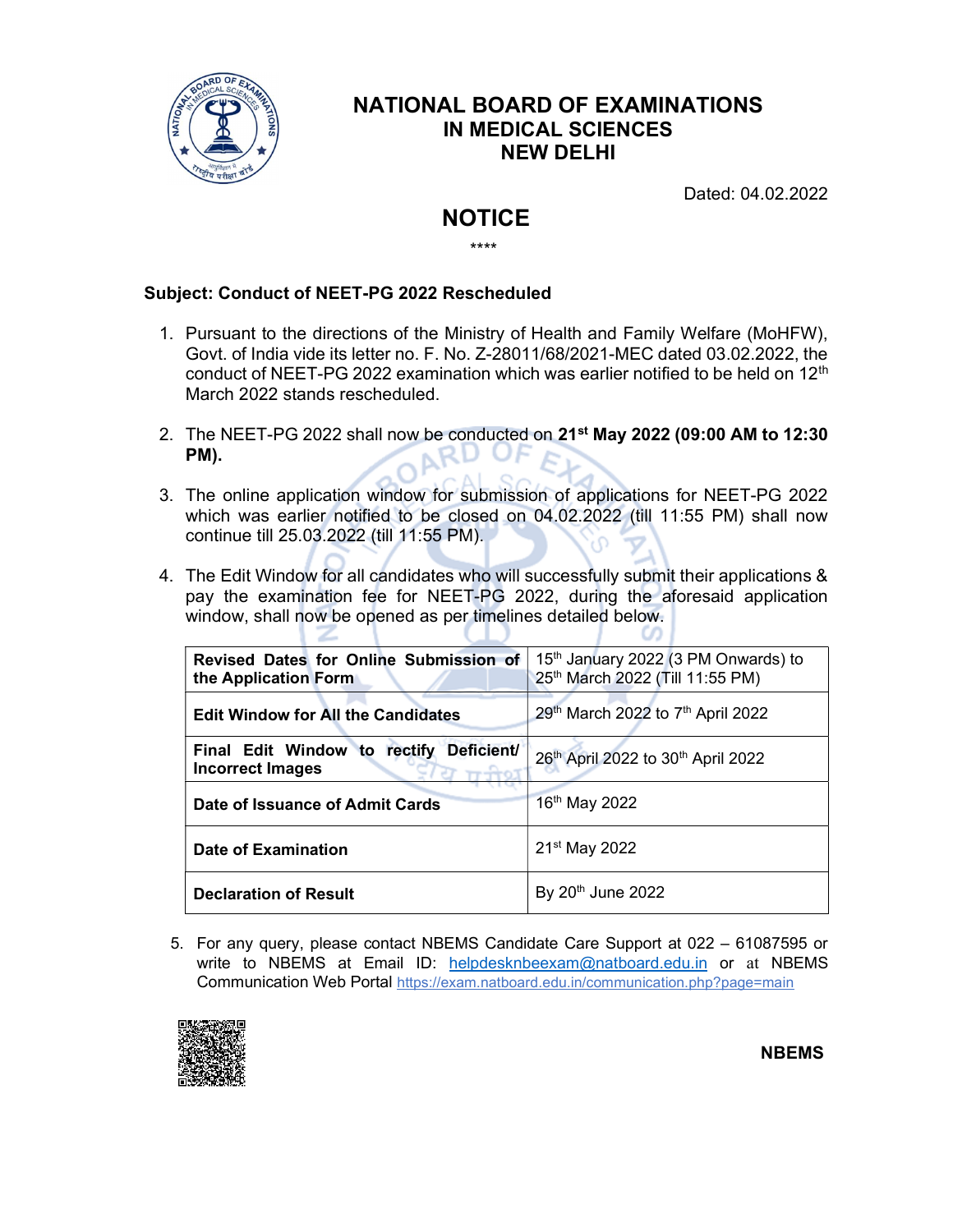# NATIONAL BOARD OF EXAMINATIONS
## IN MEDICAL SCIENCES
## NEW DELHI

Dated: 04.02.2022

## NOTICE

\*\*\*\*

**Subject: Conduct of NEET-PG 2022 Rescheduled**

1. Pursuant to the directions of the Ministry of Health and Family Welfare (MoHFW), Govt. of India vide its letter no. F. No. Z-28011/68/2021-MEC dated 03.02.2022, the conduct of NEET-PG 2022 examination which was earlier notified to be held on 12th March 2022 stands rescheduled.

2. The NEET-PG 2022 shall now be conducted on **21st May 2022 (09:00 AM to 12:30 PM).**

3. The online application window for submission of applications for NEET-PG 2022 which was earlier notified to be closed on 04.02.2022 (till 11:55 PM) shall now continue till 25.03.2022 (till 11:55 PM).

4. The Edit Window for all candidates who will successfully submit their applications & pay the examination fee for NEET-PG 2022, during the aforesaid application window, shall now be opened as per timelines detailed below.

| | |
|---|---|
| **Revised Dates for Online Submission of the Application Form** | 15th January 2022 (3 PM Onwards) to 25th March 2022 (Till 11:55 PM) |
| **Edit Window for All the Candidates** | 29th March 2022 to 7th April 2022 |
| **Final Edit Window to rectify Deficient/ Incorrect Images** | 26th April 2022 to 30th April 2022 |
| **Date of Issuance of Admit Cards** | 16th May 2022 |
| **Date of Examination** | 21st May 2022 |
| **Declaration of Result** | By 20th June 2022 |

5. For any query, please contact NBEMS Candidate Care Support at 022 – 61087595 or write to NBEMS at Email ID: helpdesknbeexam@natboard.edu.in or at NBEMS Communication Web Portal https://exam.natboard.edu.in/communication.php?page=main

**NBEMS**